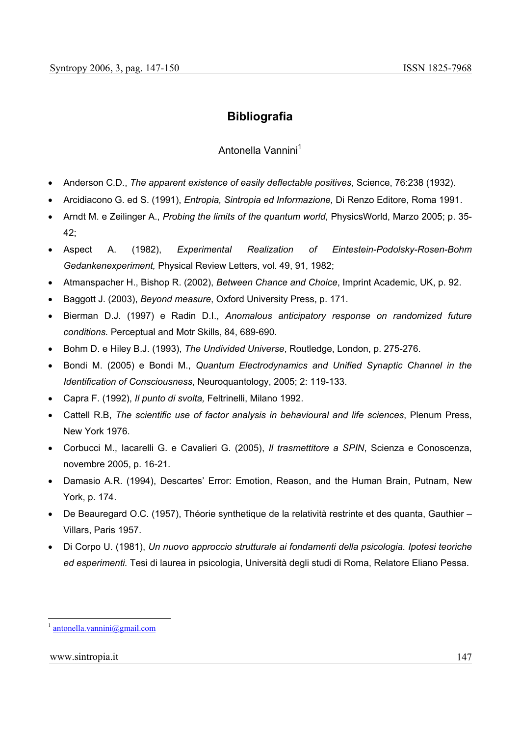# Bibliografia

Antonella Vannini[1]

- Anderson C.D., *The apparent existence of easily deflectable positives*, Science, 76:238 (1932).
- Arcidiacono G. ed S. (1991), *Entropia, Sintropia ed Informazione,* Di Renzo Editore, Roma 1991.
- Arndt M. e Zeilinger A., *Probing the limits of the quantum world*, PhysicsWorld, Marzo 2005; p. 35-42;
- Aspect A. (1982), *Experimental Realization of Eintestein-Podolsky-Rosen-Bohm Gedankenexperiment,* Physical Review Letters, vol. 49, 91, 1982;
- Atmanspacher H., Bishop R. (2002), *Between Chance and Choice*, Imprint Academic, UK, p. 92.
- Baggott J. (2003), *Beyond measure*, Oxford University Press, p. 171.
- Bierman D.J. (1997) e Radin D.I., *Anomalous anticipatory response on randomized future conditions.* Perceptual and Motr Skills, 84, 689-690.
- Bohm D. e Hiley B.J. (1993), *The Undivided Universe*, Routledge, London, p. 275-276.
- Bondi M. (2005) e Bondi M., *Quantum Electrodynamics and Unified Synaptic Channel in the Identification of Consciousness*, Neuroquantology, 2005; 2: 119-133.
- Capra F. (1992), *Il punto di svolta,* Feltrinelli, Milano 1992.
- Cattell R.B, *The scientific use of factor analysis in behavioural and life sciences*, Plenum Press, New York 1976.
- Corbucci M., Iacarelli G. e Cavalieri G. (2005), *Il trasmettitore a SPIN*, Scienza e Conoscenza, novembre 2005, p. 16-21.
- Damasio A.R. (1994), Descartes' Error: Emotion, Reason, and the Human Brain, Putnam, New York, p. 174.
- De Beauregard O.C. (1957), Théorie synthetique de la relatività restrinte et des quanta, Gauthier – Villars, Paris 1957.
- Di Corpo U. (1981), *Un nuovo approccio strutturale ai fondamenti della psicologia. Ipotesi teoriche ed esperimenti.* Tesi di laurea in psicologia, Università degli studi di Roma, Relatore Eliano Pessa.

[1] antonella.vannini@gmail.com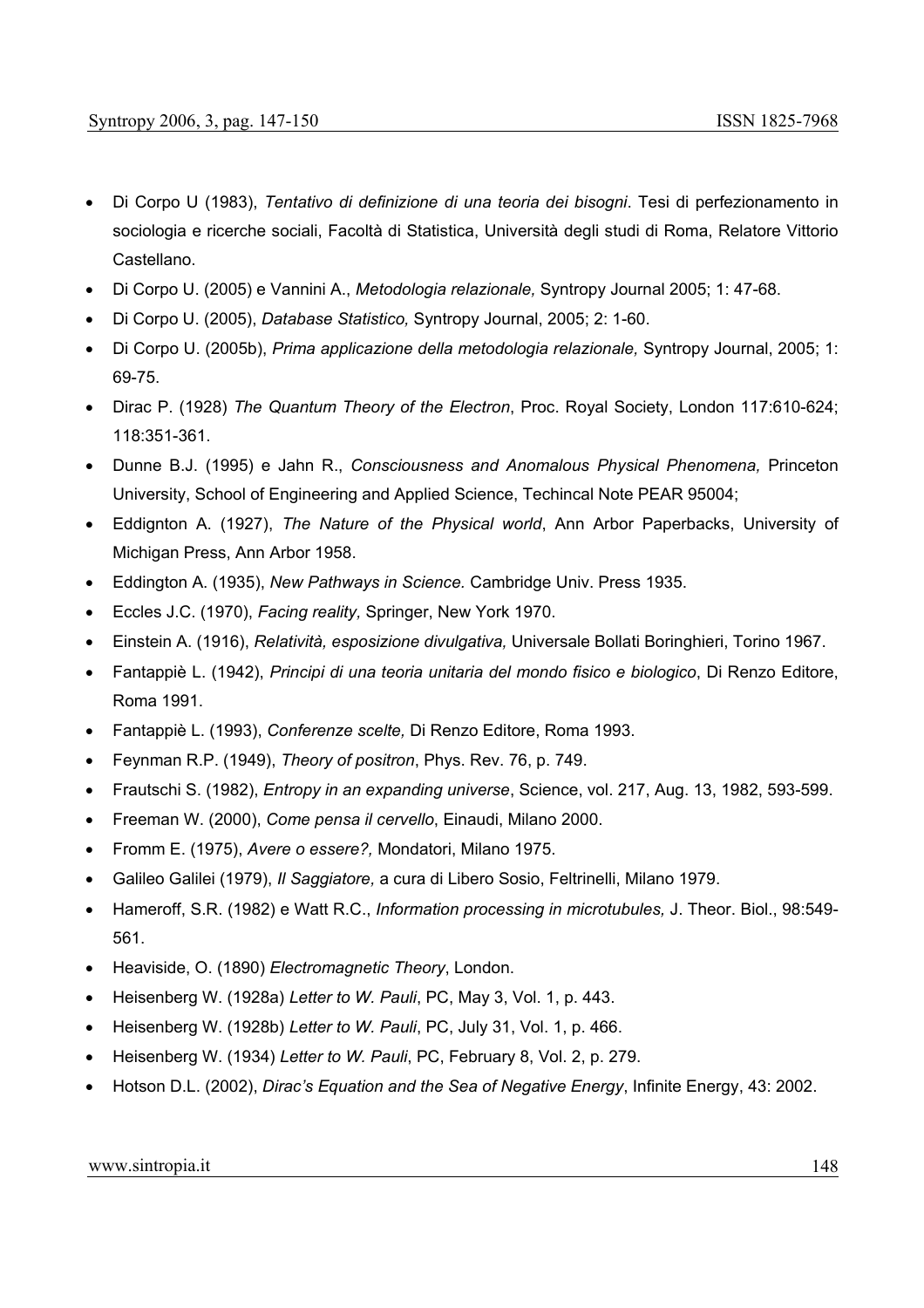- Di Corpo U (1983), *Tentativo di definizione di una teoria dei bisogni*. Tesi di perfezionamento in sociologia e ricerche sociali, Facoltà di Statistica, Università degli studi di Roma, Relatore Vittorio Castellano.
- Di Corpo U. (2005) e Vannini A., *Metodologia relazionale,* Syntropy Journal 2005; 1: 47-68.
- Di Corpo U. (2005), *Database Statistico,* Syntropy Journal, 2005; 2: 1-60.
- Di Corpo U. (2005b), *Prima applicazione della metodologia relazionale,* Syntropy Journal, 2005; 1: 69-75.
- Dirac P. (1928) *The Quantum Theory of the Electron*, Proc. Royal Society, London 117:610-624; 118:351-361.
- Dunne B.J. (1995) e Jahn R., *Consciousness and Anomalous Physical Phenomena,* Princeton University, School of Engineering and Applied Science, Techincal Note PEAR 95004;
- Eddignton A. (1927), *The Nature of the Physical world*, Ann Arbor Paperbacks, University of Michigan Press, Ann Arbor 1958.
- Eddington A. (1935), *New Pathways in Science.* Cambridge Univ. Press 1935.
- Eccles J.C. (1970), *Facing reality,* Springer, New York 1970.
- Einstein A. (1916), *Relatività, esposizione divulgativa,* Universale Bollati Boringhieri, Torino 1967.
- Fantappiè L. (1942), *Principi di una teoria unitaria del mondo fisico e biologico*, Di Renzo Editore, Roma 1991.
- Fantappiè L. (1993), *Conferenze scelte,* Di Renzo Editore, Roma 1993.
- Feynman R.P. (1949), *Theory of positron*, Phys. Rev. 76, p. 749.
- Frautschi S. (1982), *Entropy in an expanding universe*, Science, vol. 217, Aug. 13, 1982, 593-599.
- Freeman W. (2000), *Come pensa il cervello*, Einaudi, Milano 2000.
- Fromm E. (1975), *Avere o essere?,* Mondatori, Milano 1975.
- Galileo Galilei (1979), *Il Saggiatore,* a cura di Libero Sosio, Feltrinelli, Milano 1979.
- Hameroff, S.R. (1982) e Watt R.C., *Information processing in microtubules,* J. Theor. Biol., 98:549-561.
- Heaviside, O. (1890) *Electromagnetic Theory*, London.
- Heisenberg W. (1928a) *Letter to W. Pauli*, PC, May 3, Vol. 1, p. 443.
- Heisenberg W. (1928b) *Letter to W. Pauli*, PC, July 31, Vol. 1, p. 466.
- Heisenberg W. (1934) *Letter to W. Pauli*, PC, February 8, Vol. 2, p. 279.
- Hotson D.L. (2002), *Dirac's Equation and the Sea of Negative Energy*, Infinite Energy, 43: 2002.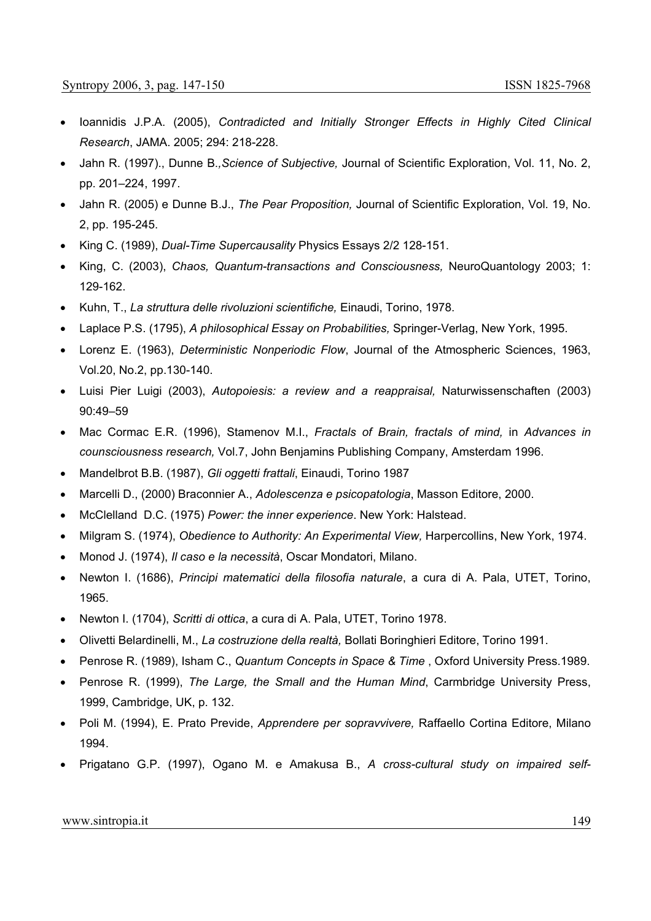- Ioannidis J.P.A. (2005), *Contradicted and Initially Stronger Effects in Highly Cited Clinical Research*, JAMA. 2005; 294: 218-228.
- Jahn R. (1997)., Dunne B.,*Science of Subjective,* Journal of Scientific Exploration, Vol. 11, No. 2, pp. 201–224, 1997.
- Jahn R. (2005) e Dunne B.J., *The Pear Proposition,* Journal of Scientific Exploration, Vol. 19, No. 2, pp. 195-245.
- King C. (1989), *Dual-Time Supercausality* Physics Essays 2/2 128-151.
- King, C. (2003), *Chaos, Quantum-transactions and Consciousness,* NeuroQuantology 2003; 1: 129-162.
- Kuhn, T., *La struttura delle rivoluzioni scientifiche,* Einaudi, Torino, 1978.
- Laplace P.S. (1795), *A philosophical Essay on Probabilities,* Springer-Verlag, New York, 1995.
- Lorenz E. (1963), *Deterministic Nonperiodic Flow*, Journal of the Atmospheric Sciences, 1963, Vol.20, No.2, pp.130-140.
- Luisi Pier Luigi (2003), *Autopoiesis: a review and a reappraisal,* Naturwissenschaften (2003) 90:49–59
- Mac Cormac E.R. (1996), Stamenov M.I., *Fractals of Brain, fractals of mind,* in *Advances in counsciousness research,* Vol.7, John Benjamins Publishing Company, Amsterdam 1996.
- Mandelbrot B.B. (1987), *Gli oggetti frattali*, Einaudi, Torino 1987
- Marcelli D., (2000) Braconnier A., *Adolescenza e psicopatologia*, Masson Editore, 2000.
- McClelland D.C. (1975) *Power: the inner experience*. New York: Halstead.
- Milgram S. (1974), *Obedience to Authority: An Experimental View,* Harpercollins, New York, 1974.
- Monod J. (1974), *Il caso e la necessità*, Oscar Mondatori, Milano.
- Newton I. (1686), *Principi matematici della filosofia naturale*, a cura di A. Pala, UTET, Torino, 1965.
- Newton I. (1704), *Scritti di ottica*, a cura di A. Pala, UTET, Torino 1978.
- Olivetti Belardinelli, M., *La costruzione della realtà,* Bollati Boringhieri Editore, Torino 1991.
- Penrose R. (1989), Isham C., *Quantum Concepts in Space & Time* , Oxford University Press.1989.
- Penrose R. (1999), *The Large, the Small and the Human Mind*, Carmbridge University Press, 1999, Cambridge, UK, p. 132.
- Poli M. (1994), E. Prato Previde, *Apprendere per sopravvivere,* Raffaello Cortina Editore, Milano 1994.
- Prigatano G.P. (1997), Ogano M. e Amakusa B., *A cross-cultural study on impaired self-*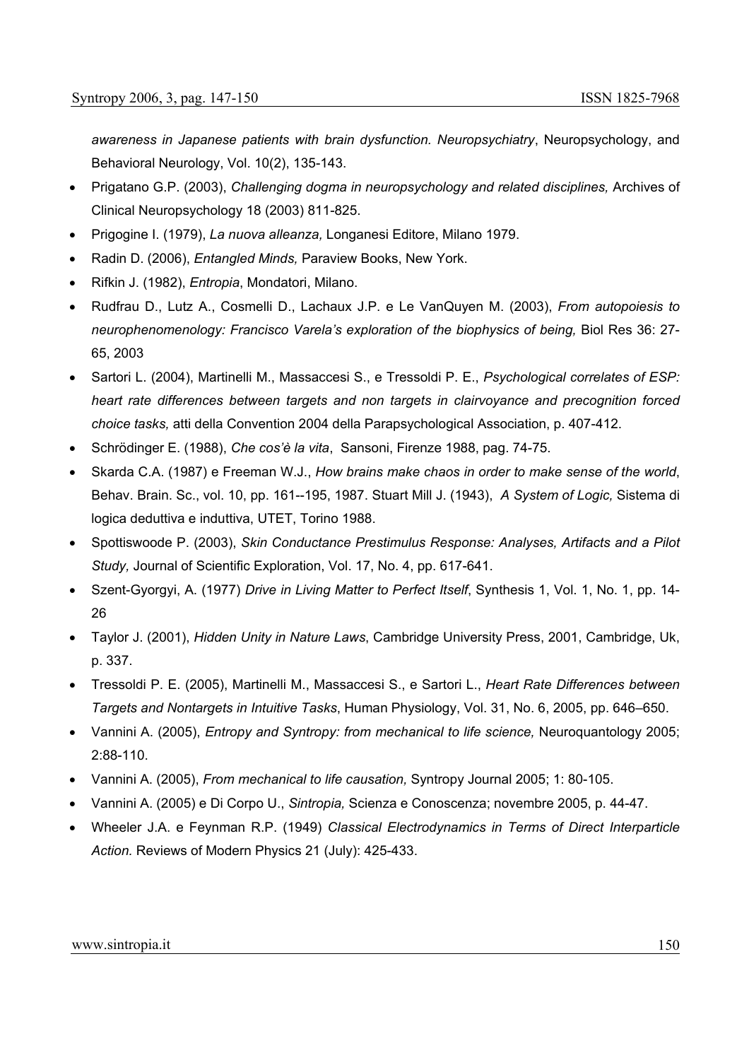*awareness in Japanese patients with brain dysfunction. Neuropsychiatry*, Neuropsychology, and Behavioral Neurology, Vol. 10(2), 135-143.

- Prigatano G.P. (2003), *Challenging dogma in neuropsychology and related disciplines,* Archives of Clinical Neuropsychology 18 (2003) 811-825.
- Prigogine I. (1979), *La nuova alleanza,* Longanesi Editore, Milano 1979.
- Radin D. (2006), *Entangled Minds,* Paraview Books, New York.
- Rifkin J. (1982), *Entropia*, Mondatori, Milano.
- Rudfrau D., Lutz A., Cosmelli D., Lachaux J.P. e Le VanQuyen M. (2003), *From autopoiesis to neurophenomenology: Francisco Varela's exploration of the biophysics of being,* Biol Res 36: 27-65, 2003
- Sartori L. (2004), Martinelli M., Massaccesi S., e Tressoldi P. E., *Psychological correlates of ESP: heart rate differences between targets and non targets in clairvoyance and precognition forced choice tasks,* atti della Convention 2004 della Parapsychological Association, p. 407-412.
- Schrödinger E. (1988), *Che cos'è la vita*, Sansoni, Firenze 1988, pag. 74-75.
- Skarda C.A. (1987) e Freeman W.J., *How brains make chaos in order to make sense of the world*, Behav. Brain. Sc., vol. 10, pp. 161--195, 1987. Stuart Mill J. (1943), *A System of Logic,* Sistema di logica deduttiva e induttiva, UTET, Torino 1988.
- Spottiswoode P. (2003), *Skin Conductance Prestimulus Response: Analyses, Artifacts and a Pilot Study,* Journal of Scientific Exploration, Vol. 17, No. 4, pp. 617-641.
- Szent-Gyorgyi, A. (1977) *Drive in Living Matter to Perfect Itself*, Synthesis 1, Vol. 1, No. 1, pp. 14-26
- Taylor J. (2001), *Hidden Unity in Nature Laws*, Cambridge University Press, 2001, Cambridge, Uk, p. 337.
- Tressoldi P. E. (2005), Martinelli M., Massaccesi S., e Sartori L., *Heart Rate Differences between Targets and Nontargets in Intuitive Tasks*, Human Physiology, Vol. 31, No. 6, 2005, pp. 646–650.
- Vannini A. (2005), *Entropy and Syntropy: from mechanical to life science,* Neuroquantology 2005; 2:88-110.
- Vannini A. (2005), *From mechanical to life causation,* Syntropy Journal 2005; 1: 80-105.
- Vannini A. (2005) e Di Corpo U., *Sintropia,* Scienza e Conoscenza; novembre 2005, p. 44-47.
- Wheeler J.A. e Feynman R.P. (1949) *Classical Electrodynamics in Terms of Direct Interparticle Action.* Reviews of Modern Physics 21 (July): 425-433.